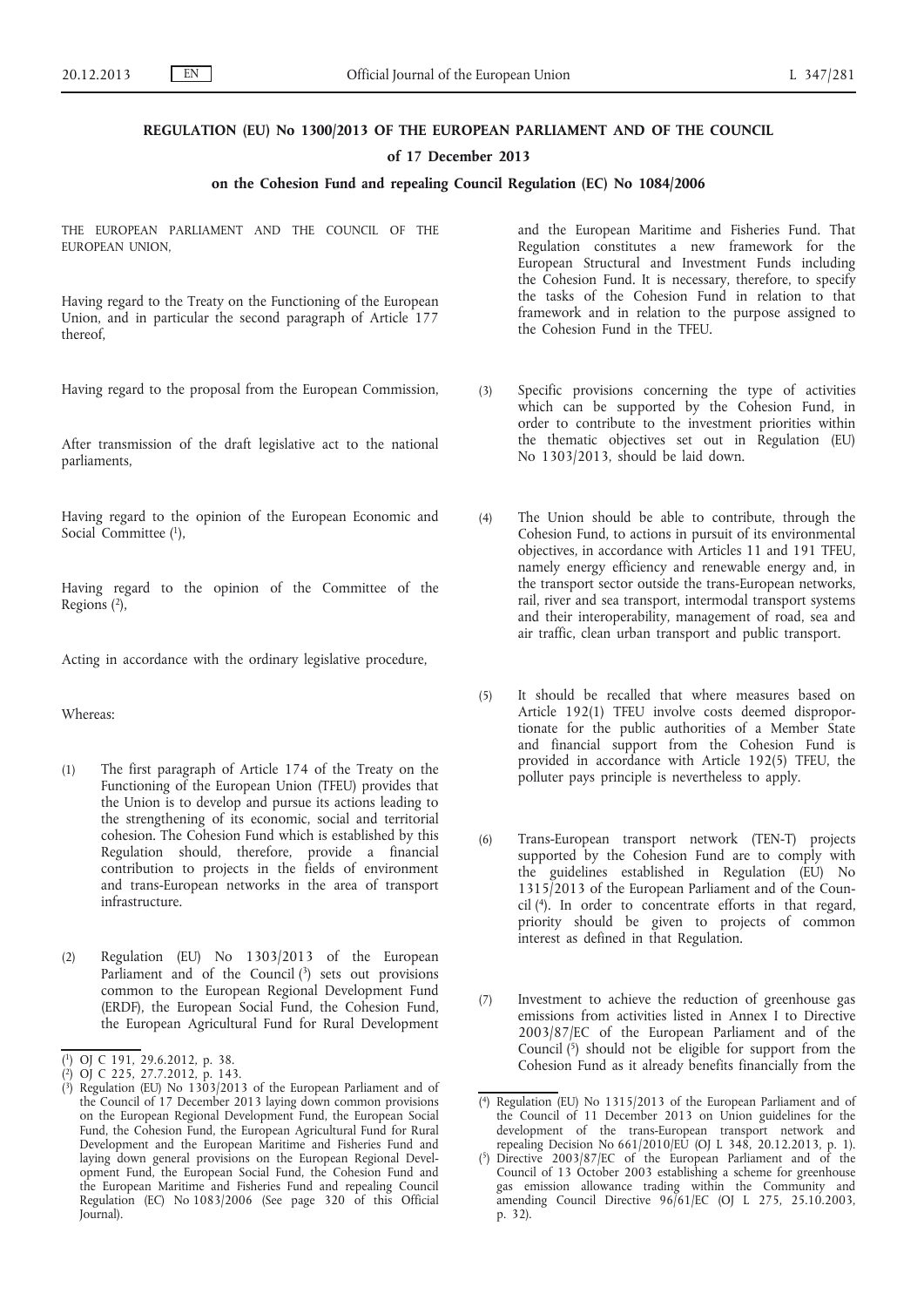**REGULATION (EU) No 1300/2013 OF THE EUROPEAN PARLIAMENT AND OF THE COUNCIL**

**of 17 December 2013**

**on the Cohesion Fund and repealing Council Regulation (EC) No 1084/2006**

THE EUROPEAN PARLIAMENT AND THE COUNCIL OF THE EUROPEAN UNION,

Having regard to the Treaty on the Functioning of the European Union, and in particular the second paragraph of Article 177 thereof,

Having regard to the proposal from the European Commission,

After transmission of the draft legislative act to the national parliaments,

Having regard to the opinion of the European Economic and Social Committee [1],

Having regard to the opinion of the Committee of the Regions [2],

Acting in accordance with the ordinary legislative procedure,

Whereas:

(1) The first paragraph of Article 174 of the Treaty on the Functioning of the European Union (TFEU) provides that the Union is to develop and pursue its actions leading to the strengthening of its economic, social and territorial cohesion. The Cohesion Fund which is established by this Regulation should, therefore, provide a financial contribution to projects in the fields of environment and trans-European networks in the area of transport infrastructure.

(2) Regulation (EU) No 1303/2013 of the European Parliament and of the Council [3] sets out provisions common to the European Regional Development Fund (ERDF), the European Social Fund, the Cohesion Fund, the European Agricultural Fund for Rural Development and the European Maritime and Fisheries Fund. That Regulation constitutes a new framework for the European Structural and Investment Funds including the Cohesion Fund. It is necessary, therefore, to specify the tasks of the Cohesion Fund in relation to that framework and in relation to the purpose assigned to the Cohesion Fund in the TFEU.

(3) Specific provisions concerning the type of activities which can be supported by the Cohesion Fund, in order to contribute to the investment priorities within the thematic objectives set out in Regulation (EU) No 1303/2013, should be laid down.

(4) The Union should be able to contribute, through the Cohesion Fund, to actions in pursuit of its environmental objectives, in accordance with Articles 11 and 191 TFEU, namely energy efficiency and renewable energy and, in the transport sector outside the trans-European networks, rail, river and sea transport, intermodal transport systems and their interoperability, management of road, sea and air traffic, clean urban transport and public transport.

(5) It should be recalled that where measures based on Article 192(1) TFEU involve costs deemed disproportionate for the public authorities of a Member State and financial support from the Cohesion Fund is provided in accordance with Article 192(5) TFEU, the polluter pays principle is nevertheless to apply.

(6) Trans-European transport network (TEN-T) projects supported by the Cohesion Fund are to comply with the guidelines established in Regulation (EU) No 1315/2013 of the European Parliament and of the Council [4]. In order to concentrate efforts in that regard, priority should be given to projects of common interest as defined in that Regulation.

(7) Investment to achieve the reduction of greenhouse gas emissions from activities listed in Annex I to Directive 2003/87/EC of the European Parliament and of the Council [5] should not be eligible for support from the Cohesion Fund as it already benefits financially from the

---

[1] OJ C 191, 29.6.2012, p. 38.

[2] OJ C 225, 27.7.2012, p. 143.

[3] Regulation (EU) No 1303/2013 of the European Parliament and of the Council of 17 December 2013 laying down common provisions on the European Regional Development Fund, the European Social Fund, the Cohesion Fund, the European Agricultural Fund for Rural Development and the European Maritime and Fisheries Fund and laying down general provisions on the European Regional Development Fund, the European Social Fund, the Cohesion Fund and the European Maritime and Fisheries Fund and repealing Council Regulation (EC) No 1083/2006 (See page 320 of this Official Journal).

[4] Regulation (EU) No 1315/2013 of the European Parliament and of the Council of 11 December 2013 on Union guidelines for the development of the trans-European transport network and repealing Decision No 661/2010/EU (OJ L 348, 20.12.2013, p. 1).

[5] Directive 2003/87/EC of the European Parliament and of the Council of 13 October 2003 establishing a scheme for greenhouse gas emission allowance trading within the Community and amending Council Directive 96/61/EC (OJ L 275, 25.10.2003, p. 32).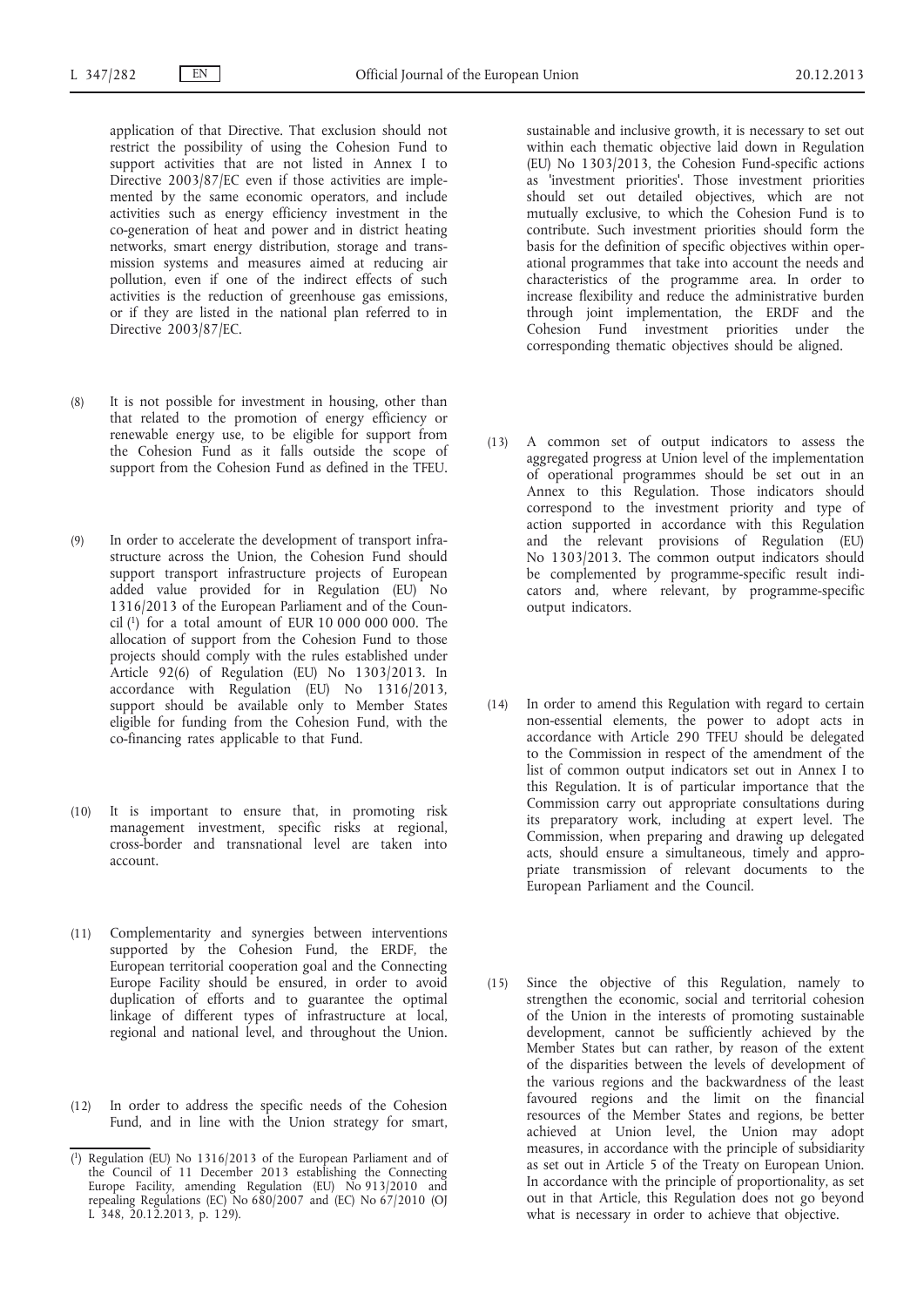application of that Directive. That exclusion should not restrict the possibility of using the Cohesion Fund to support activities that are not listed in Annex I to Directive 2003/87/EC even if those activities are implemented by the same economic operators, and include activities such as energy efficiency investment in the co-generation of heat and power and in district heating networks, smart energy distribution, storage and transmission systems and measures aimed at reducing air pollution, even if one of the indirect effects of such activities is the reduction of greenhouse gas emissions, or if they are listed in the national plan referred to in Directive 2003/87/EC.

(8) It is not possible for investment in housing, other than that related to the promotion of energy efficiency or renewable energy use, to be eligible for support from the Cohesion Fund as it falls outside the scope of support from the Cohesion Fund as defined in the TFEU.

(9) In order to accelerate the development of transport infrastructure across the Union, the Cohesion Fund should support transport infrastructure projects of European added value provided for in Regulation (EU) No 1316/2013 of the European Parliament and of the Council [1] for a total amount of EUR 10 000 000 000. The allocation of support from the Cohesion Fund to those projects should comply with the rules established under Article 92(6) of Regulation (EU) No 1303/2013. In accordance with Regulation (EU) No 1316/2013, support should be available only to Member States eligible for funding from the Cohesion Fund, with the co-financing rates applicable to that Fund.

(10) It is important to ensure that, in promoting risk management investment, specific risks at regional, cross-border and transnational level are taken into account.

(11) Complementarity and synergies between interventions supported by the Cohesion Fund, the ERDF, the European territorial cooperation goal and the Connecting Europe Facility should be ensured, in order to avoid duplication of efforts and to guarantee the optimal linkage of different types of infrastructure at local, regional and national level, and throughout the Union.

(12) In order to address the specific needs of the Cohesion Fund, and in line with the Union strategy for smart, sustainable and inclusive growth, it is necessary to set out within each thematic objective laid down in Regulation (EU) No 1303/2013, the Cohesion Fund-specific actions as 'investment priorities'. Those investment priorities should set out detailed objectives, which are not mutually exclusive, to which the Cohesion Fund is to contribute. Such investment priorities should form the basis for the definition of specific objectives within operational programmes that take into account the needs and characteristics of the programme area. In order to increase flexibility and reduce the administrative burden through joint implementation, the ERDF and the Cohesion Fund investment priorities under the corresponding thematic objectives should be aligned.

(13) A common set of output indicators to assess the aggregated progress at Union level of the implementation of operational programmes should be set out in an Annex to this Regulation. Those indicators should correspond to the investment priority and type of action supported in accordance with this Regulation and the relevant provisions of Regulation (EU) No 1303/2013. The common output indicators should be complemented by programme-specific result indicators and, where relevant, by programme-specific output indicators.

(14) In order to amend this Regulation with regard to certain non-essential elements, the power to adopt acts in accordance with Article 290 TFEU should be delegated to the Commission in respect of the amendment of the list of common output indicators set out in Annex I to this Regulation. It is of particular importance that the Commission carry out appropriate consultations during its preparatory work, including at expert level. The Commission, when preparing and drawing up delegated acts, should ensure a simultaneous, timely and appropriate transmission of relevant documents to the European Parliament and the Council.

(15) Since the objective of this Regulation, namely to strengthen the economic, social and territorial cohesion of the Union in the interests of promoting sustainable development, cannot be sufficiently achieved by the Member States but can rather, by reason of the extent of the disparities between the levels of development of the various regions and the backwardness of the least favoured regions and the limit on the financial resources of the Member States and regions, be better achieved at Union level, the Union may adopt measures, in accordance with the principle of subsidiarity as set out in Article 5 of the Treaty on European Union. In accordance with the principle of proportionality, as set out in that Article, this Regulation does not go beyond what is necessary in order to achieve that objective.

---

[1] Regulation (EU) No 1316/2013 of the European Parliament and of the Council of 11 December 2013 establishing the Connecting Europe Facility, amending Regulation (EU) No 913/2010 and repealing Regulations (EC) No 680/2007 and (EC) No 67/2010 (OJ L 348, 20.12.2013, p. 129).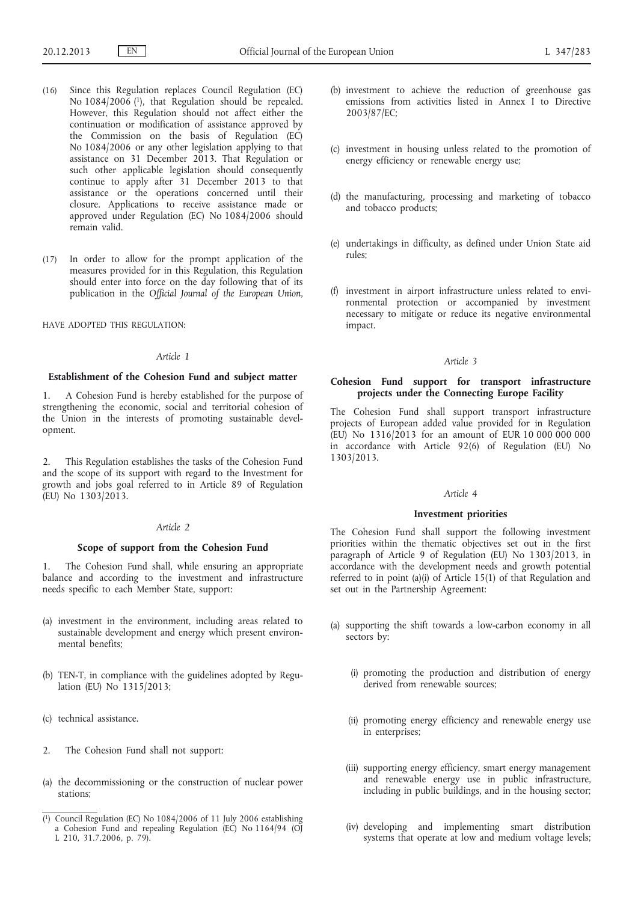(16) Since this Regulation replaces Council Regulation (EC) No 1084/2006 [1], that Regulation should be repealed. However, this Regulation should not affect either the continuation or modification of assistance approved by the Commission on the basis of Regulation (EC) No 1084/2006 or any other legislation applying to that assistance on 31 December 2013. That Regulation or such other applicable legislation should consequently continue to apply after 31 December 2013 to that assistance or the operations concerned until their closure. Applications to receive assistance made or approved under Regulation (EC) No 1084/2006 should remain valid.

(17) In order to allow for the prompt application of the measures provided for in this Regulation, this Regulation should enter into force on the day following that of its publication in the *Official Journal of the European Union*,

HAVE ADOPTED THIS REGULATION:

*Article 1*

**Establishment of the Cohesion Fund and subject matter**

1. A Cohesion Fund is hereby established for the purpose of strengthening the economic, social and territorial cohesion of the Union in the interests of promoting sustainable development.

2. This Regulation establishes the tasks of the Cohesion Fund and the scope of its support with regard to the Investment for growth and jobs goal referred to in Article 89 of Regulation (EU) No 1303/2013.

*Article 2*

**Scope of support from the Cohesion Fund**

1. The Cohesion Fund shall, while ensuring an appropriate balance and according to the investment and infrastructure needs specific to each Member State, support:

(a) investment in the environment, including areas related to sustainable development and energy which present environmental benefits;

(b) TEN-T, in compliance with the guidelines adopted by Regulation (EU) No 1315/2013;

(c) technical assistance.

2. The Cohesion Fund shall not support:

(a) the decommissioning or the construction of nuclear power stations;

(b) investment to achieve the reduction of greenhouse gas emissions from activities listed in Annex I to Directive 2003/87/EC;

(c) investment in housing unless related to the promotion of energy efficiency or renewable energy use;

(d) the manufacturing, processing and marketing of tobacco and tobacco products;

(e) undertakings in difficulty, as defined under Union State aid rules;

(f) investment in airport infrastructure unless related to environmental protection or accompanied by investment necessary to mitigate or reduce its negative environmental impact.

*Article 3*

**Cohesion Fund support for transport infrastructure projects under the Connecting Europe Facility**

The Cohesion Fund shall support transport infrastructure projects of European added value provided for in Regulation (EU) No 1316/2013 for an amount of EUR 10 000 000 000 in accordance with Article 92(6) of Regulation (EU) No 1303/2013.

*Article 4*

**Investment priorities**

The Cohesion Fund shall support the following investment priorities within the thematic objectives set out in the first paragraph of Article 9 of Regulation (EU) No 1303/2013, in accordance with the development needs and growth potential referred to in point (a)(i) of Article 15(1) of that Regulation and set out in the Partnership Agreement:

(a) supporting the shift towards a low-carbon economy in all sectors by:

(i) promoting the production and distribution of energy derived from renewable sources;

(ii) promoting energy efficiency and renewable energy use in enterprises;

(iii) supporting energy efficiency, smart energy management and renewable energy use in public infrastructure, including in public buildings, and in the housing sector;

(iv) developing and implementing smart distribution systems that operate at low and medium voltage levels;

---

[1] Council Regulation (EC) No 1084/2006 of 11 July 2006 establishing a Cohesion Fund and repealing Regulation (EC) No 1164/94 (OJ L 210, 31.7.2006, p. 79).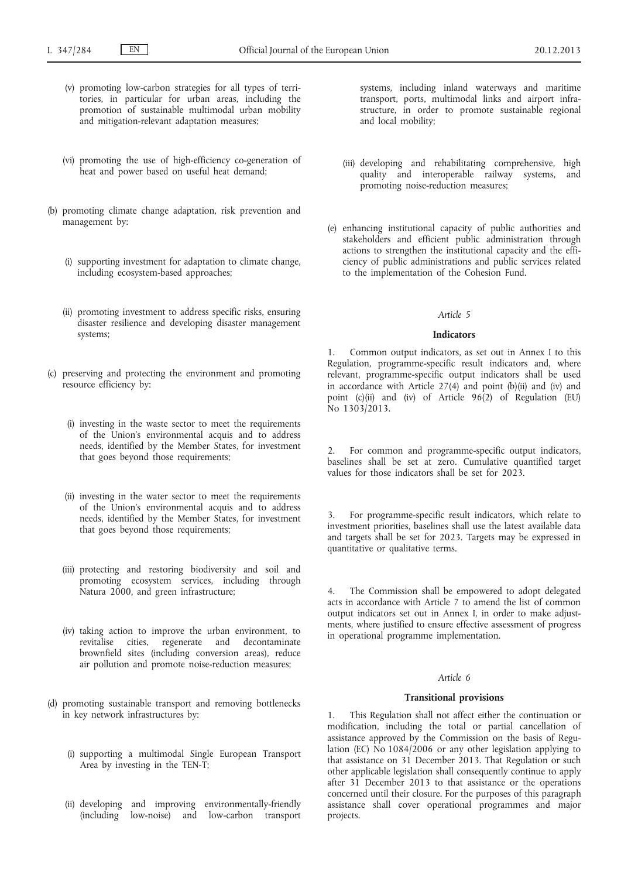(v) promoting low-carbon strategies for all types of territories, in particular for urban areas, including the promotion of sustainable multimodal urban mobility and mitigation-relevant adaptation measures;

(vi) promoting the use of high-efficiency co-generation of heat and power based on useful heat demand;

(b) promoting climate change adaptation, risk prevention and management by:

(i) supporting investment for adaptation to climate change, including ecosystem-based approaches;

(ii) promoting investment to address specific risks, ensuring disaster resilience and developing disaster management systems;

(c) preserving and protecting the environment and promoting resource efficiency by:

(i) investing in the waste sector to meet the requirements of the Union's environmental acquis and to address needs, identified by the Member States, for investment that goes beyond those requirements;

(ii) investing in the water sector to meet the requirements of the Union's environmental acquis and to address needs, identified by the Member States, for investment that goes beyond those requirements;

(iii) protecting and restoring biodiversity and soil and promoting ecosystem services, including through Natura 2000, and green infrastructure;

(iv) taking action to improve the urban environment, to revitalise cities, regenerate and decontaminate brownfield sites (including conversion areas), reduce air pollution and promote noise-reduction measures;

(d) promoting sustainable transport and removing bottlenecks in key network infrastructures by:

(i) supporting a multimodal Single European Transport Area by investing in the TEN-T;

(ii) developing and improving environmentally-friendly (including low-noise) and low-carbon transport systems, including inland waterways and maritime transport, ports, multimodal links and airport infrastructure, in order to promote sustainable regional and local mobility;

(iii) developing and rehabilitating comprehensive, high quality and interoperable railway systems, and promoting noise-reduction measures;

(e) enhancing institutional capacity of public authorities and stakeholders and efficient public administration through actions to strengthen the institutional capacity and the efficiency of public administrations and public services related to the implementation of the Cohesion Fund.

*Article 5*

**Indicators**

1. Common output indicators, as set out in Annex I to this Regulation, programme-specific result indicators and, where relevant, programme-specific output indicators shall be used in accordance with Article 27(4) and point (b)(ii) and (iv) and point (c)(ii) and (iv) of Article 96(2) of Regulation (EU) No 1303/2013.

2. For common and programme-specific output indicators, baselines shall be set at zero. Cumulative quantified target values for those indicators shall be set for 2023.

3. For programme-specific result indicators, which relate to investment priorities, baselines shall use the latest available data and targets shall be set for 2023. Targets may be expressed in quantitative or qualitative terms.

4. The Commission shall be empowered to adopt delegated acts in accordance with Article 7 to amend the list of common output indicators set out in Annex I, in order to make adjustments, where justified to ensure effective assessment of progress in operational programme implementation.

*Article 6*

**Transitional provisions**

1. This Regulation shall not affect either the continuation or modification, including the total or partial cancellation of assistance approved by the Commission on the basis of Regulation (EC) No 1084/2006 or any other legislation applying to that assistance on 31 December 2013. That Regulation or such other applicable legislation shall consequently continue to apply after 31 December 2013 to that assistance or the operations concerned until their closure. For the purposes of this paragraph assistance shall cover operational programmes and major projects.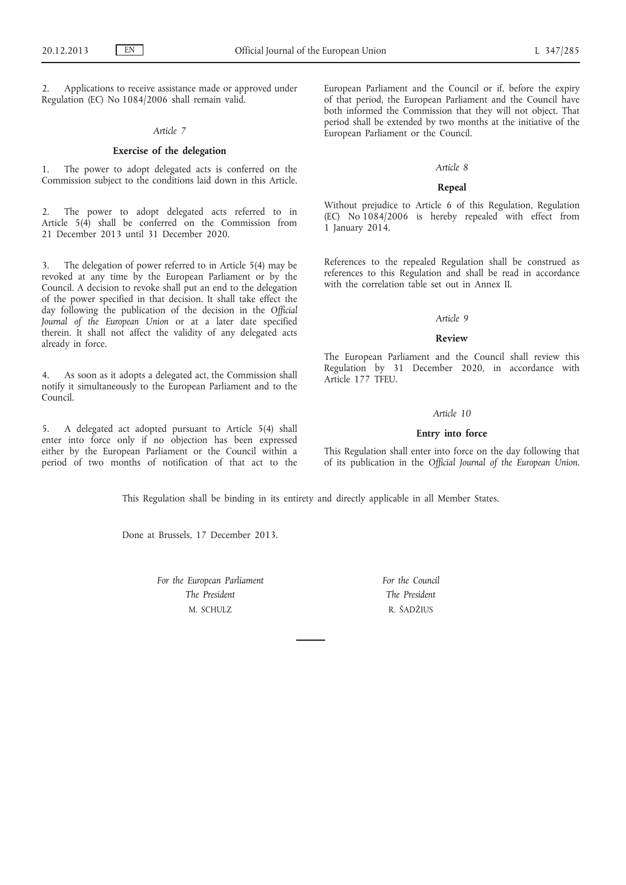2. Applications to receive assistance made or approved under Regulation (EC) No 1084/2006 shall remain valid.

*Article 7*

**Exercise of the delegation**

1. The power to adopt delegated acts is conferred on the Commission subject to the conditions laid down in this Article.

2. The power to adopt delegated acts referred to in Article 5(4) shall be conferred on the Commission from 21 December 2013 until 31 December 2020.

3. The delegation of power referred to in Article 5(4) may be revoked at any time by the European Parliament or by the Council. A decision to revoke shall put an end to the delegation of the power specified in that decision. It shall take effect the day following the publication of the decision in the *Official Journal of the European Union* or at a later date specified therein. It shall not affect the validity of any delegated acts already in force.

4. As soon as it adopts a delegated act, the Commission shall notify it simultaneously to the European Parliament and to the Council.

5. A delegated act adopted pursuant to Article 5(4) shall enter into force only if no objection has been expressed either by the European Parliament or the Council within a period of two months of notification of that act to the European Parliament and the Council or if, before the expiry of that period, the European Parliament and the Council have both informed the Commission that they will not object. That period shall be extended by two months at the initiative of the European Parliament or the Council.

*Article 8*

**Repeal**

Without prejudice to Article 6 of this Regulation, Regulation (EC) No 1084/2006 is hereby repealed with effect from 1 January 2014.

References to the repealed Regulation shall be construed as references to this Regulation and shall be read in accordance with the correlation table set out in Annex II.

*Article 9*

**Review**

The European Parliament and the Council shall review this Regulation by 31 December 2020, in accordance with Article 177 TFEU.

*Article 10*

**Entry into force**

This Regulation shall enter into force on the day following that of its publication in the *Official Journal of the European Union*.

This Regulation shall be binding in its entirety and directly applicable in all Member States.

Done at Brussels, 17 December 2013.

*For the European Parliament*
*The President*
M. SCHULZ

*For the Council*
*The President*
R. ŠADŽIUS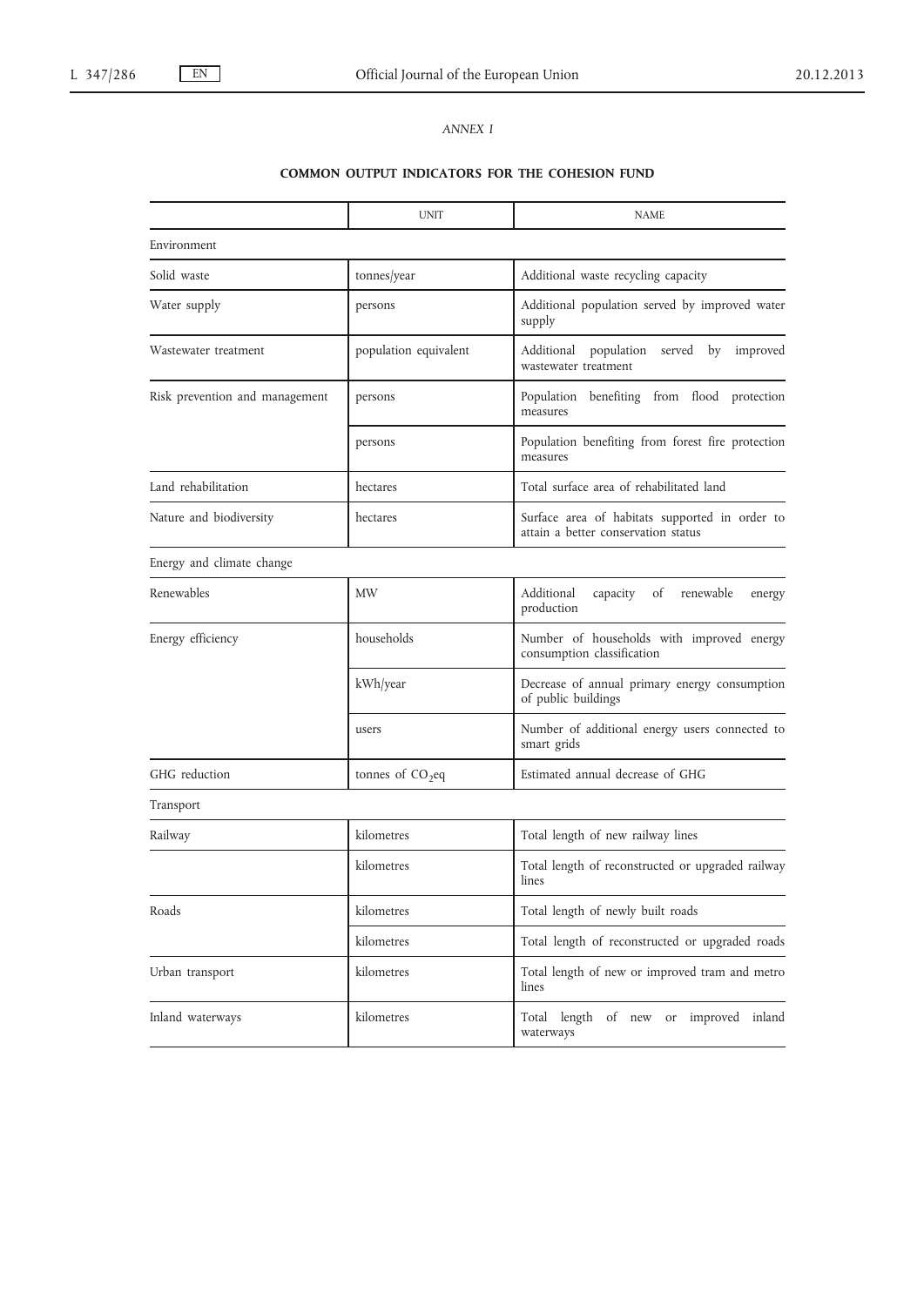*ANNEX I*

**COMMON OUTPUT INDICATORS FOR THE COHESION FUND**

| | UNIT | NAME |
|---|---|---|
| Environment | | |
| Solid waste | tonnes/year | Additional waste recycling capacity |
| Water supply | persons | Additional population served by improved water supply |
| Wastewater treatment | population equivalent | Additional population served by improved wastewater treatment |
| Risk prevention and management | persons | Population benefiting from flood protection measures |
| | persons | Population benefiting from forest fire protection measures |
| Land rehabilitation | hectares | Total surface area of rehabilitated land |
| Nature and biodiversity | hectares | Surface area of habitats supported in order to attain a better conservation status |
| Energy and climate change | | |
| Renewables | MW | Additional capacity of renewable energy production |
| Energy efficiency | households | Number of households with improved energy consumption classification |
| | kWh/year | Decrease of annual primary energy consumption of public buildings |
| | users | Number of additional energy users connected to smart grids |
| GHG reduction | tonnes of $CO_2$eq | Estimated annual decrease of GHG |
| Transport | | |
| Railway | kilometres | Total length of new railway lines |
| | kilometres | Total length of reconstructed or upgraded railway lines |
| Roads | kilometres | Total length of newly built roads |
| | kilometres | Total length of reconstructed or upgraded roads |
| Urban transport | kilometres | Total length of new or improved tram and metro lines |
| Inland waterways | kilometres | Total length of new or improved inland waterways |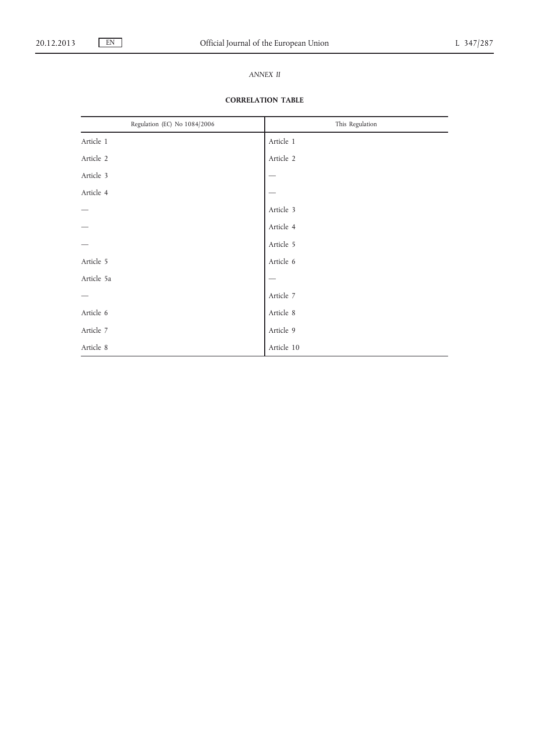*ANNEX II*

**CORRELATION TABLE**

| Regulation (EC) No 1084/2006 | This Regulation |
|---|---|
| Article 1 | Article 1 |
| Article 2 | Article 2 |
| Article 3 | — |
| Article 4 | — |
| — | Article 3 |
| — | Article 4 |
| — | Article 5 |
| Article 5 | Article 6 |
| Article 5a | — |
| — | Article 7 |
| Article 6 | Article 8 |
| Article 7 | Article 9 |
| Article 8 | Article 10 |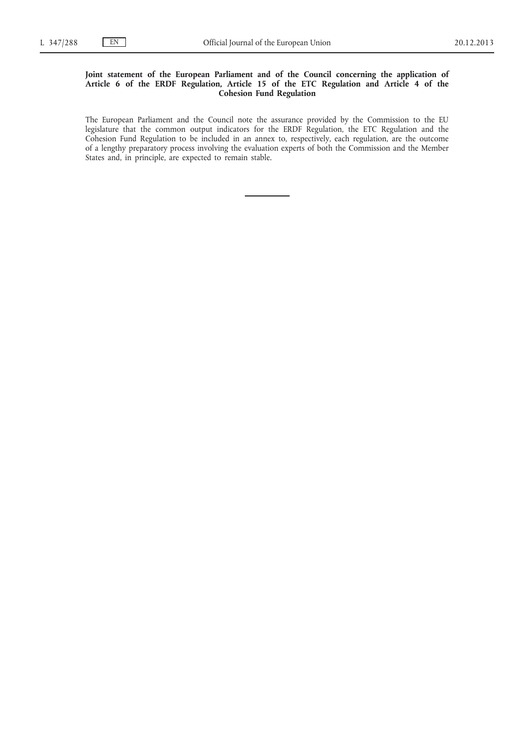**Joint statement of the European Parliament and of the Council concerning the application of Article 6 of the ERDF Regulation, Article 15 of the ETC Regulation and Article 4 of the Cohesion Fund Regulation**

The European Parliament and the Council note the assurance provided by the Commission to the EU legislature that the common output indicators for the ERDF Regulation, the ETC Regulation and the Cohesion Fund Regulation to be included in an annex to, respectively, each regulation, are the outcome of a lengthy preparatory process involving the evaluation experts of both the Commission and the Member States and, in principle, are expected to remain stable.